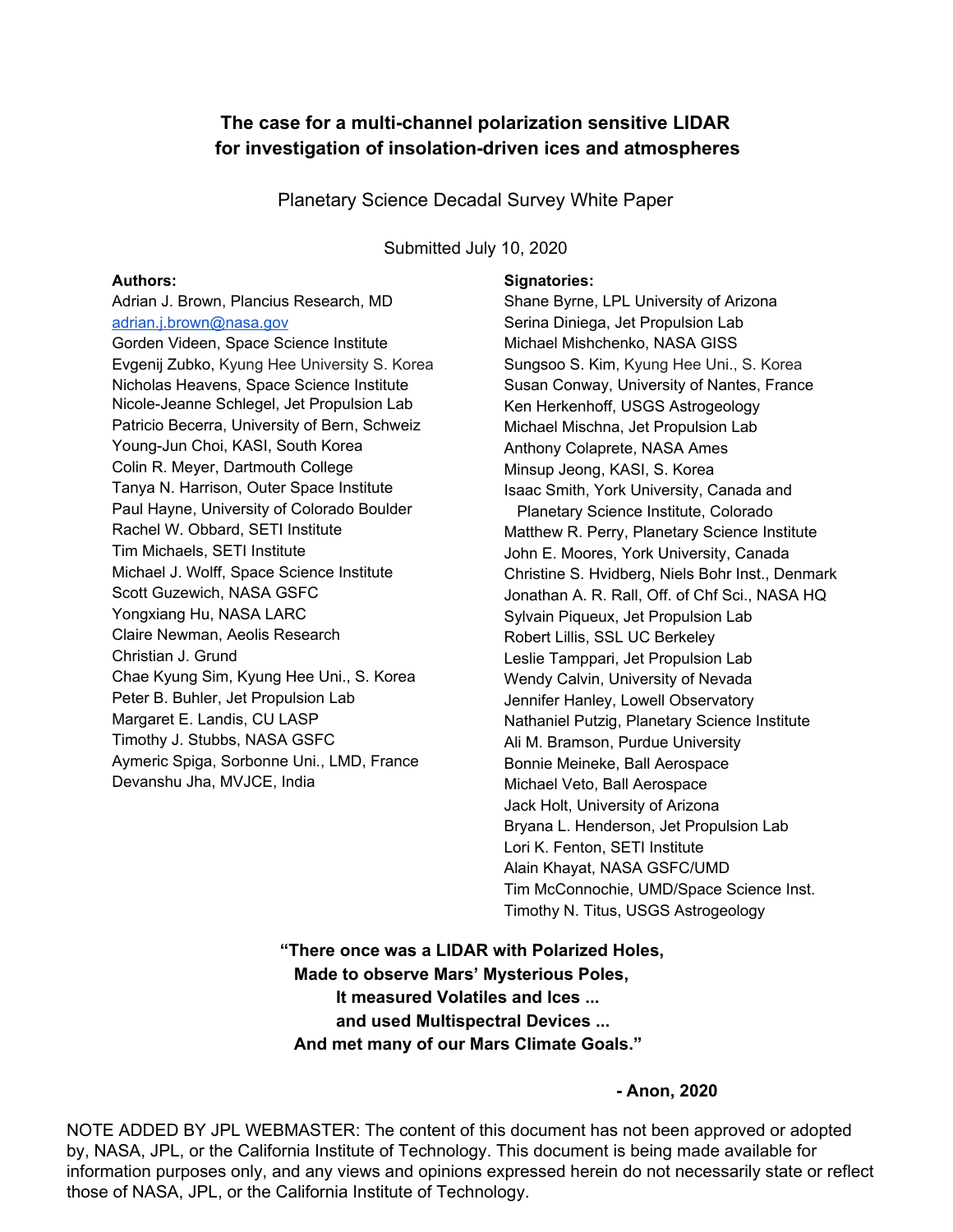# The case for a multi-channel polarization sensitive LIDAR for investigation of insolation-driven ices and atmospheres

Planetary Science Decadal Survey White Paper

Submitted July 10, 2020

**Authors:**

Adrian J. Brown, Plancius Research, MD
adrian.j.brown@nasa.gov
Gorden Videen, Space Science Institute
Evgenij Zubko, Kyung Hee University S. Korea
Nicholas Heavens, Space Science Institute
Nicole-Jeanne Schlegel, Jet Propulsion Lab
Patricio Becerra, University of Bern, Schweiz
Young-Jun Choi, KASI, South Korea
Colin R. Meyer, Dartmouth College
Tanya N. Harrison, Outer Space Institute
Paul Hayne, University of Colorado Boulder
Rachel W. Obbard, SETI Institute
Tim Michaels, SETI Institute
Michael J. Wolff, Space Science Institute
Scott Guzewich, NASA GSFC
Yongxiang Hu, NASA LARC
Claire Newman, Aeolis Research
Christian J. Grund
Chae Kyung Sim, Kyung Hee Uni., S. Korea
Peter B. Buhler, Jet Propulsion Lab
Margaret E. Landis, CU LASP
Timothy J. Stubbs, NASA GSFC
Aymeric Spiga, Sorbonne Uni., LMD, France
Devanshu Jha, MVJCE, India

**Signatories:**

Shane Byrne, LPL University of Arizona
Serina Diniega, Jet Propulsion Lab
Michael Mishchenko, NASA GISS
Sungsoo S. Kim, Kyung Hee Uni., S. Korea
Susan Conway, University of Nantes, France
Ken Herkenhoff, USGS Astrogeology
Michael Mischna, Jet Propulsion Lab
Anthony Colaprete, NASA Ames
Minsup Jeong, KASI, S. Korea
Isaac Smith, York University, Canada and Planetary Science Institute, Colorado
Matthew R. Perry, Planetary Science Institute
John E. Moores, York University, Canada
Christine S. Hvidberg, Niels Bohr Inst., Denmark
Jonathan A. R. Rall, Off. of Chf Sci., NASA HQ
Sylvain Piqueux, Jet Propulsion Lab
Robert Lillis, SSL UC Berkeley
Leslie Tamppari, Jet Propulsion Lab
Wendy Calvin, University of Nevada
Jennifer Hanley, Lowell Observatory
Nathaniel Putzig, Planetary Science Institute
Ali M. Bramson, Purdue University
Bonnie Meineke, Ball Aerospace
Michael Veto, Ball Aerospace
Jack Holt, University of Arizona
Bryana L. Henderson, Jet Propulsion Lab
Lori K. Fenton, SETI Institute
Alain Khayat, NASA GSFC/UMD
Tim McConnochie, UMD/Space Science Inst.
Timothy N. Titus, USGS Astrogeology

**"There once was a LIDAR with Polarized Holes,**
**Made to observe Mars' Mysterious Poles,**
**It measured Volatiles and Ices ...**
**and used Multispectral Devices ...**
**And met many of our Mars Climate Goals."**

**- Anon, 2020**

NOTE ADDED BY JPL WEBMASTER: The content of this document has not been approved or adopted by, NASA, JPL, or the California Institute of Technology. This document is being made available for information purposes only, and any views and opinions expressed herein do not necessarily state or reflect those of NASA, JPL, or the California Institute of Technology.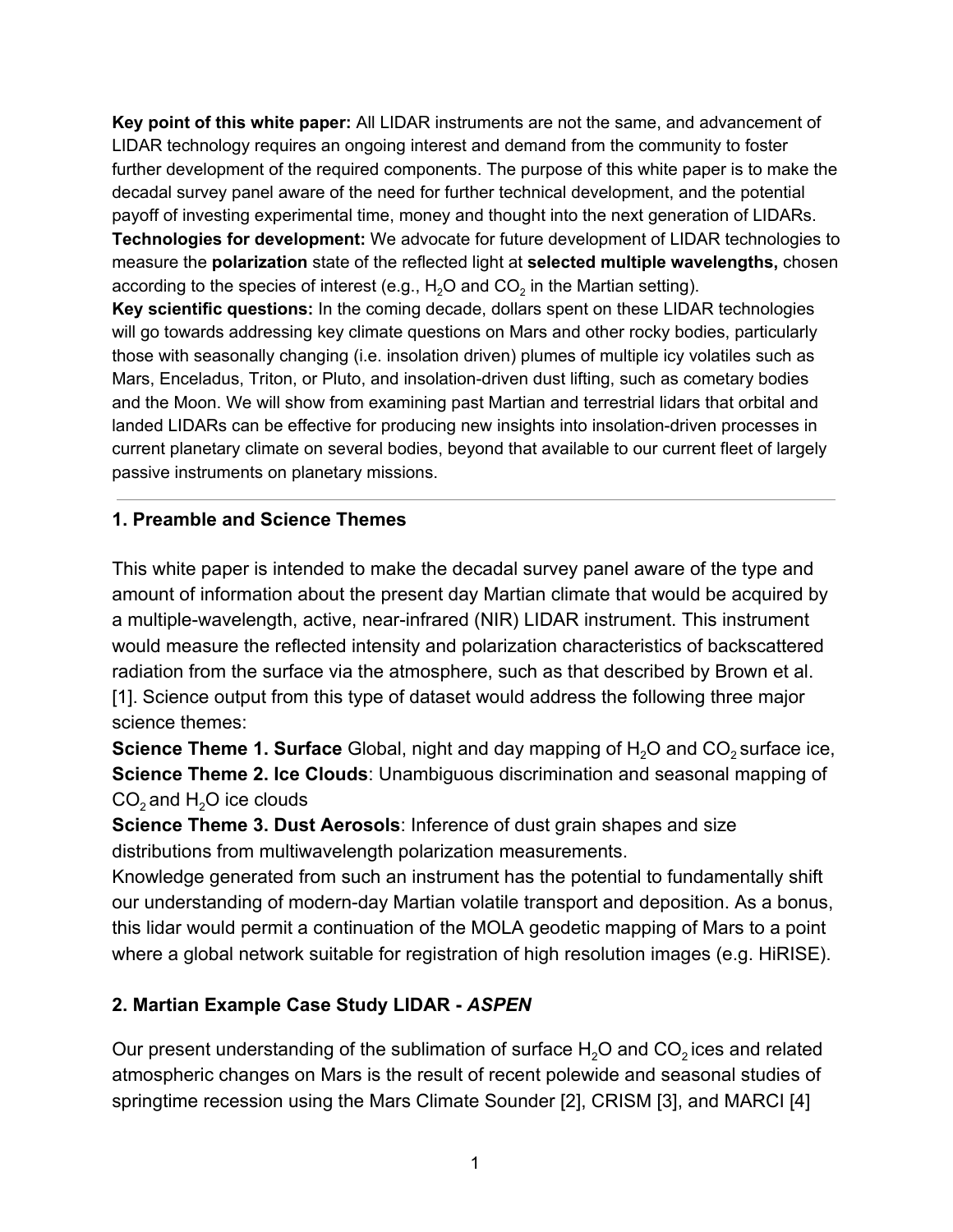**Key point of this white paper:** All LIDAR instruments are not the same, and advancement of LIDAR technology requires an ongoing interest and demand from the community to foster further development of the required components. The purpose of this white paper is to make the decadal survey panel aware of the need for further technical development, and the potential payoff of investing experimental time, money and thought into the next generation of LIDARs.
**Technologies for development:** We advocate for future development of LIDAR technologies to measure the **polarization** state of the reflected light at **selected multiple wavelengths,** chosen according to the species of interest (e.g., $H_2O$ and $CO_2$ in the Martian setting).
**Key scientific questions:** In the coming decade, dollars spent on these LIDAR technologies will go towards addressing key climate questions on Mars and other rocky bodies, particularly those with seasonally changing (i.e. insolation driven) plumes of multiple icy volatiles such as Mars, Enceladus, Triton, or Pluto, and insolation-driven dust lifting, such as cometary bodies and the Moon. We will show from examining past Martian and terrestrial lidars that orbital and landed LIDARs can be effective for producing new insights into insolation-driven processes in current planetary climate on several bodies, beyond that available to our current fleet of largely passive instruments on planetary missions.

---

## 1. Preamble and Science Themes

This white paper is intended to make the decadal survey panel aware of the type and amount of information about the present day Martian climate that would be acquired by a multiple-wavelength, active, near-infrared (NIR) LIDAR instrument. This instrument would measure the reflected intensity and polarization characteristics of backscattered radiation from the surface via the atmosphere, such as that described by Brown et al. [1]. Science output from this type of dataset would address the following three major science themes:

**Science Theme 1. Surface** Global, night and day mapping of $H_2O$ and $CO_2$ surface ice,
**Science Theme 2. Ice Clouds**: Unambiguous discrimination and seasonal mapping of $CO_2$ and $H_2O$ ice clouds
**Science Theme 3. Dust Aerosols**: Inference of dust grain shapes and size distributions from multiwavelength polarization measurements.

Knowledge generated from such an instrument has the potential to fundamentally shift our understanding of modern-day Martian volatile transport and deposition. As a bonus, this lidar would permit a continuation of the MOLA geodetic mapping of Mars to a point where a global network suitable for registration of high resolution images (e.g. HiRISE).

## 2. Martian Example Case Study LIDAR - *ASPEN*

Our present understanding of the sublimation of surface $H_2O$ and $CO_2$ ices and related atmospheric changes on Mars is the result of recent polewide and seasonal studies of springtime recession using the Mars Climate Sounder [2], CRISM [3], and MARCI [4]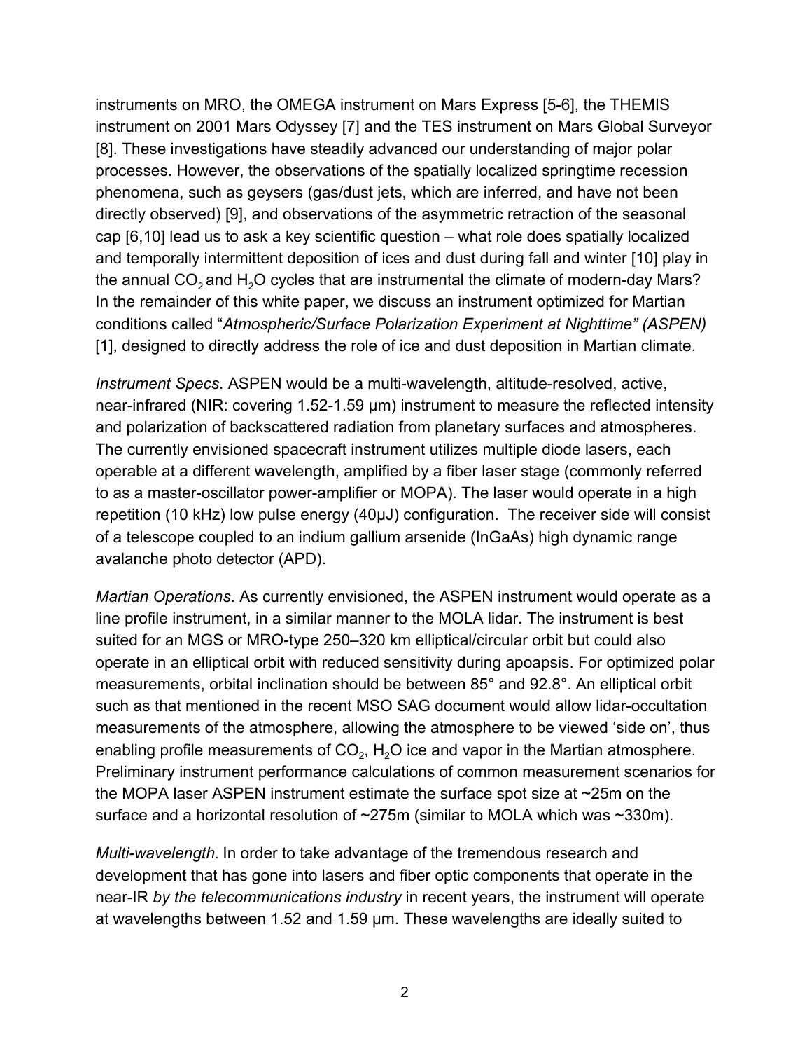instruments on MRO, the OMEGA instrument on Mars Express [5-6], the THEMIS instrument on 2001 Mars Odyssey [7] and the TES instrument on Mars Global Surveyor [8]. These investigations have steadily advanced our understanding of major polar processes. However, the observations of the spatially localized springtime recession phenomena, such as geysers (gas/dust jets, which are inferred, and have not been directly observed) [9], and observations of the asymmetric retraction of the seasonal cap [6,10] lead us to ask a key scientific question – what role does spatially localized and temporally intermittent deposition of ices and dust during fall and winter [10] play in the annual $CO_2$ and $H_2O$ cycles that are instrumental the climate of modern-day Mars? In the remainder of this white paper, we discuss an instrument optimized for Martian conditions called "*Atmospheric/Surface Polarization Experiment at Nighttime" (ASPEN)* [1], designed to directly address the role of ice and dust deposition in Martian climate.

*Instrument Specs*. ASPEN would be a multi-wavelength, altitude-resolved, active, near-infrared (NIR: covering 1.52-1.59 µm) instrument to measure the reflected intensity and polarization of backscattered radiation from planetary surfaces and atmospheres. The currently envisioned spacecraft instrument utilizes multiple diode lasers, each operable at a different wavelength, amplified by a fiber laser stage (commonly referred to as a master-oscillator power-amplifier or MOPA). The laser would operate in a high repetition (10 kHz) low pulse energy (40µJ) configuration. The receiver side will consist of a telescope coupled to an indium gallium arsenide (InGaAs) high dynamic range avalanche photo detector (APD).

*Martian Operations*. As currently envisioned, the ASPEN instrument would operate as a line profile instrument, in a similar manner to the MOLA lidar. The instrument is best suited for an MGS or MRO-type 250–320 km elliptical/circular orbit but could also operate in an elliptical orbit with reduced sensitivity during apoapsis. For optimized polar measurements, orbital inclination should be between 85° and 92.8°. An elliptical orbit such as that mentioned in the recent MSO SAG document would allow lidar-occultation measurements of the atmosphere, allowing the atmosphere to be viewed 'side on', thus enabling profile measurements of $CO_2$, $H_2O$ ice and vapor in the Martian atmosphere. Preliminary instrument performance calculations of common measurement scenarios for the MOPA laser ASPEN instrument estimate the surface spot size at ~25m on the surface and a horizontal resolution of ~275m (similar to MOLA which was ~330m).

*Multi-wavelength*. In order to take advantage of the tremendous research and development that has gone into lasers and fiber optic components that operate in the near-IR *by the telecommunications industry* in recent years, the instrument will operate at wavelengths between 1.52 and 1.59 µm. These wavelengths are ideally suited to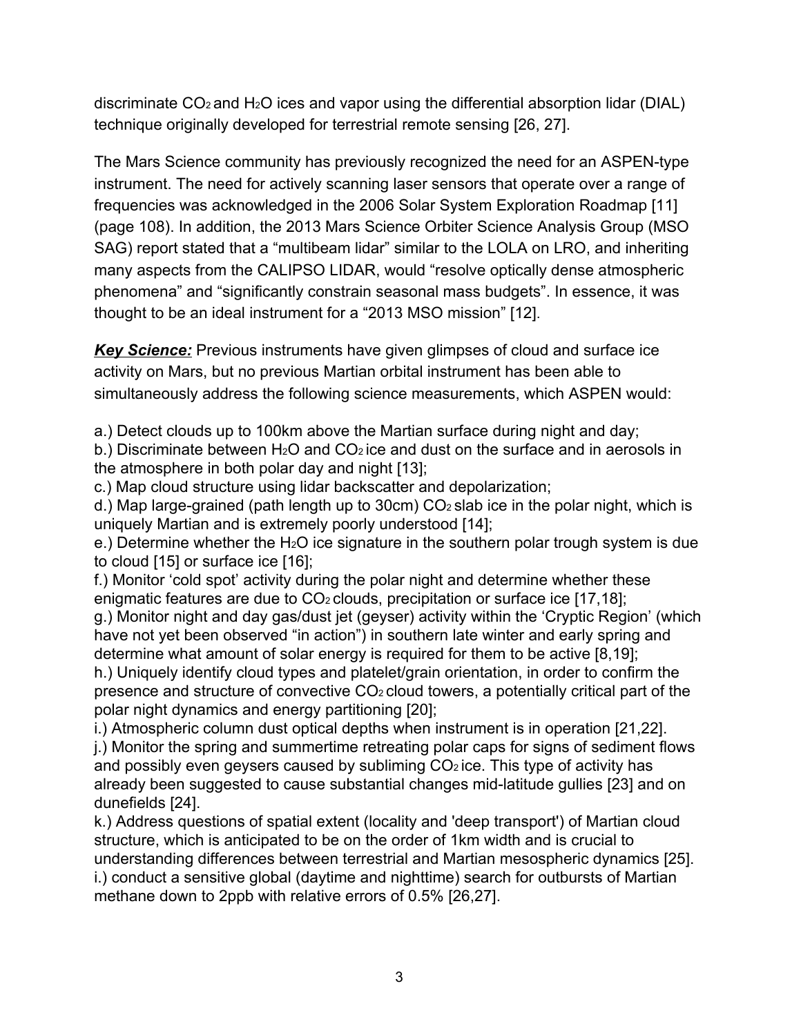discriminate $CO_2$ and $H_2O$ ices and vapor using the differential absorption lidar (DIAL) technique originally developed for terrestrial remote sensing [26, 27].

The Mars Science community has previously recognized the need for an ASPEN-type instrument. The need for actively scanning laser sensors that operate over a range of frequencies was acknowledged in the 2006 Solar System Exploration Roadmap [11] (page 108). In addition, the 2013 Mars Science Orbiter Science Analysis Group (MSO SAG) report stated that a “multibeam lidar” similar to the LOLA on LRO, and inheriting many aspects from the CALIPSO LIDAR, would “resolve optically dense atmospheric phenomena” and “significantly constrain seasonal mass budgets”. In essence, it was thought to be an ideal instrument for a “2013 MSO mission” [12].

***Key Science:*** Previous instruments have given glimpses of cloud and surface ice activity on Mars, but no previous Martian orbital instrument has been able to simultaneously address the following science measurements, which ASPEN would:

a.) Detect clouds up to 100km above the Martian surface during night and day;
b.) Discriminate between $H_2O$ and $CO_2$ ice and dust on the surface and in aerosols in the atmosphere in both polar day and night [13];
c.) Map cloud structure using lidar backscatter and depolarization;
d.) Map large-grained (path length up to 30cm) $CO_2$ slab ice in the polar night, which is uniquely Martian and is extremely poorly understood [14];
e.) Determine whether the $H_2O$ ice signature in the southern polar trough system is due to cloud [15] or surface ice [16];
f.) Monitor ‘cold spot’ activity during the polar night and determine whether these enigmatic features are due to $CO_2$ clouds, precipitation or surface ice [17,18];
g.) Monitor night and day gas/dust jet (geyser) activity within the ‘Cryptic Region’ (which have not yet been observed “in action”) in southern late winter and early spring and determine what amount of solar energy is required for them to be active [8,19];
h.) Uniquely identify cloud types and platelet/grain orientation, in order to confirm the presence and structure of convective $CO_2$ cloud towers, a potentially critical part of the polar night dynamics and energy partitioning [20];
i.) Atmospheric column dust optical depths when instrument is in operation [21,22].
j.) Monitor the spring and summertime retreating polar caps for signs of sediment flows and possibly even geysers caused by subliming $CO_2$ ice. This type of activity has already been suggested to cause substantial changes mid-latitude gullies [23] and on dunefields [24].
k.) Address questions of spatial extent (locality and 'deep transport') of Martian cloud structure, which is anticipated to be on the order of 1km width and is crucial to understanding differences between terrestrial and Martian mesospheric dynamics [25].
i.) conduct a sensitive global (daytime and nighttime) search for outbursts of Martian methane down to 2ppb with relative errors of 0.5% [26,27].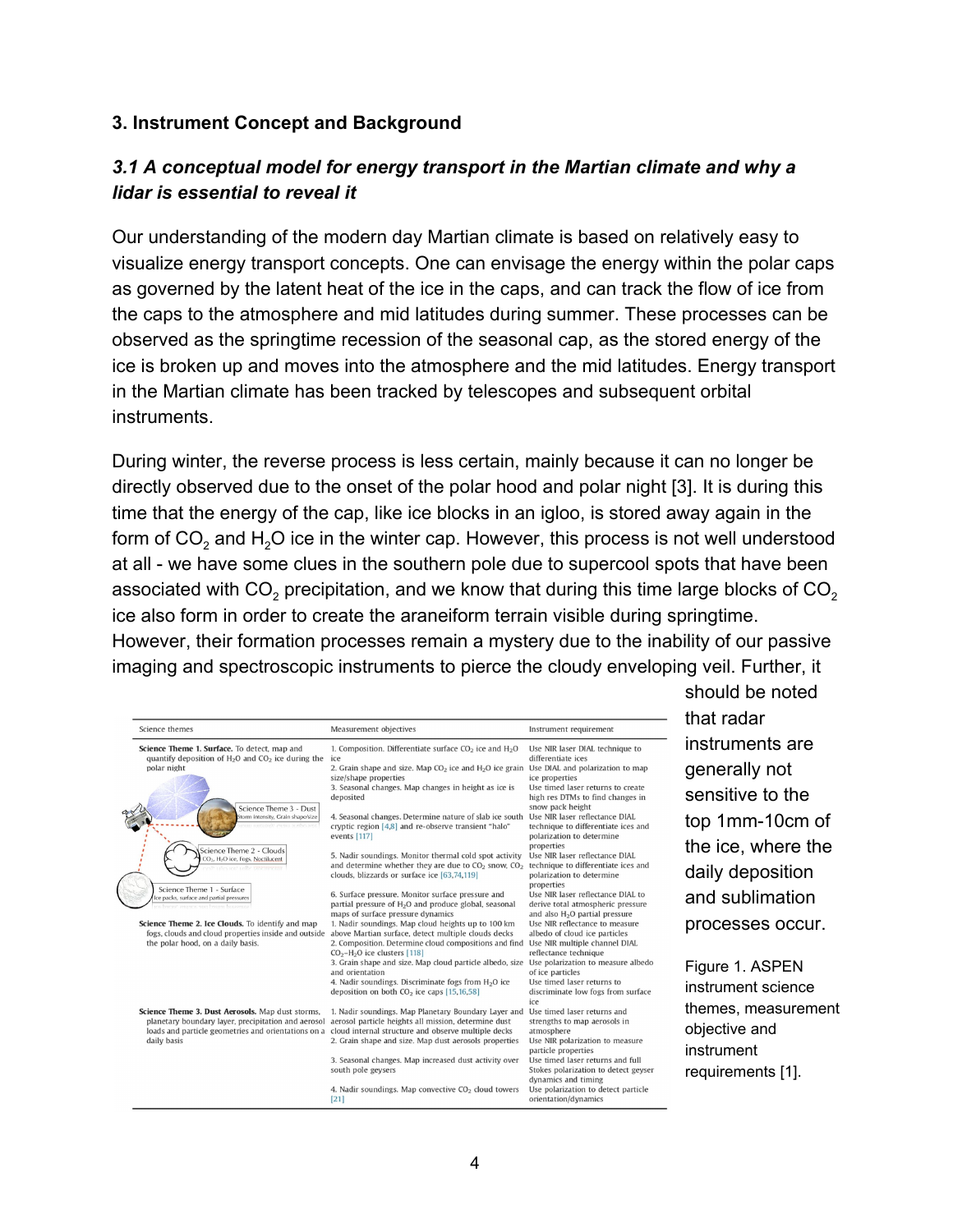## 3. Instrument Concept and Background

### *3.1 A conceptual model for energy transport in the Martian climate and why a lidar is essential to reveal it*

Our understanding of the modern day Martian climate is based on relatively easy to visualize energy transport concepts. One can envisage the energy within the polar caps as governed by the latent heat of the ice in the caps, and can track the flow of ice from the caps to the atmosphere and mid latitudes during summer. These processes can be observed as the springtime recession of the seasonal cap, as the stored energy of the ice is broken up and moves into the atmosphere and the mid latitudes. Energy transport in the Martian climate has been tracked by telescopes and subsequent orbital instruments.

During winter, the reverse process is less certain, mainly because it can no longer be directly observed due to the onset of the polar hood and polar night [3]. It is during this time that the energy of the cap, like ice blocks in an igloo, is stored away again in the form of $CO_2$ and $H_2O$ ice in the winter cap. However, this process is not well understood at all - we have some clues in the southern pole due to supercool spots that have been associated with $CO_2$ precipitation, and we know that during this time large blocks of $CO_2$ ice also form in order to create the araneiform terrain visible during springtime. However, their formation processes remain a mystery due to the inability of our passive imaging and spectroscopic instruments to pierce the cloudy enveloping veil. Further, it should be noted that radar instruments are generally not sensitive to the top 1mm-10cm of the ice, where the daily deposition and sublimation processes occur.

| Science themes | Measurement objectives | Instrument requirement |
|---|---|---|
| **Science Theme 1. Surface.** To detect, map and quantify deposition of $H_2O$ and $CO_2$ ice during the polar night | 1. Composition. Differentiate surface $CO_2$ ice and $H_2O$ ice | Use NIR laser DIAL technique to differentiate ices |
| | 2. Grain shape and size. Map $CO_2$ ice and $H_2O$ ice grain size/shape properties | Use DIAL and polarization to map ice properties |
| | 3. Seasonal changes. Map changes in height as ice is deposited | Use timed laser returns to create high res DTMs to find changes in snow pack height |
| | 4. Seasonal changes. Determine nature of slab ice south cryptic region [4,8] and re-observe transient "halo" events [117] | Use NIR laser reflectance DIAL technique to differentiate ices and polarization to determine properties |
| | 5. Nadir soundings. Monitor thermal cold spot activity and determine whether they are due to $CO_2$ snow, $CO_2$ clouds, blizzards or surface ice [63,74,119] | Use NIR laser reflectance DIAL technique to differentiate ices and polarization to determine properties |
| | 6. Surface pressure. Monitor surface pressure and partial pressure of $H_2O$ and produce global, seasonal maps of surface pressure dynamics | Use NIR laser reflectance DIAL to derive total atmospheric pressure and also $H_2O$ partial pressure |
| **Science Theme 2. Ice Clouds.** To identify and map fogs, clouds and cloud properties inside and outside the polar hood, on a daily basis. | 1. Nadir soundings. Map cloud heights up to 100 km above Martian surface, detect multiple clouds decks | Use NIR reflectance to measure albedo of cloud ice particles |
| | 2. Composition. Determine cloud compositions and find $CO_2$–$H_2O$ ice clusters [118] | Use NIR multiple channel DIAL reflectance technique |
| | 3. Grain shape and size. Map cloud particle albedo, size and orientation | Use polarization to measure albedo of ice particles |
| | 4. Nadir soundings. Discriminate fogs from $H_2O$ ice deposition on both $CO_2$ ice caps [15,16,58] | Use timed laser returns to discriminate low fogs from surface ice |
| **Science Theme 3. Dust Aerosols.** Map dust storms, planetary boundary layer, precipitation and aerosol loads and particle geometries and orientations on a daily basis | 1. Nadir soundings. Map Planetary Boundary Layer and aerosol particle heights all mission, determine dust cloud internal structure and observe multiple decks | Use timed laser returns and strengths to map aerosols in atmosphere |
| | 2. Grain shape and size. Map dust aerosols properties | Use NIR polarization to measure particle properties |
| | 3. Seasonal changes. Map increased dust activity over south pole geysers | Use timed laser returns and full Stokes polarization to detect geyser dynamics and timing |
| | 4. Nadir soundings. Map convective $CO_2$ cloud towers [21] | Use polarization to detect particle orientation/dynamics |

Figure 1. ASPEN instrument science themes, measurement objective and instrument requirements [1].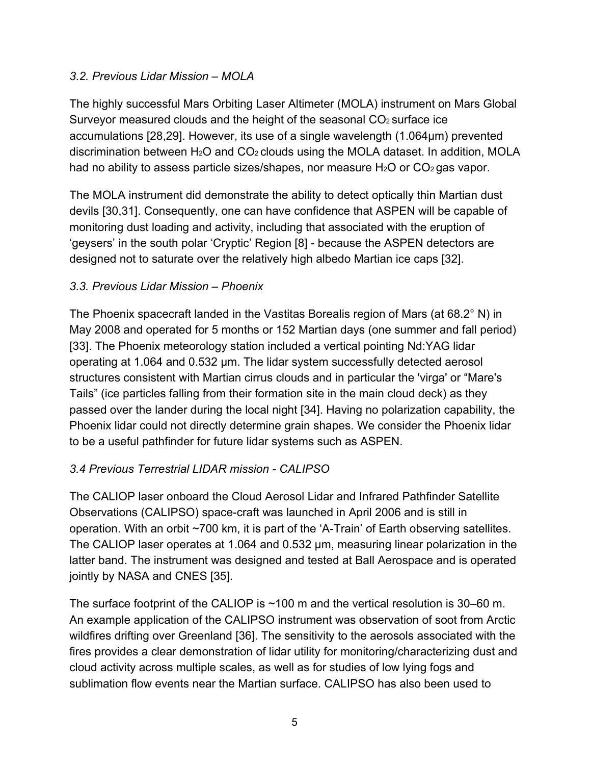### *3.2. Previous Lidar Mission – MOLA*

The highly successful Mars Orbiting Laser Altimeter (MOLA) instrument on Mars Global Surveyor measured clouds and the height of the seasonal $CO_2$ surface ice accumulations [28,29]. However, its use of a single wavelength (1.064μm) prevented discrimination between $H_2O$ and $CO_2$ clouds using the MOLA dataset. In addition, MOLA had no ability to assess particle sizes/shapes, nor measure $H_2O$ or $CO_2$ gas vapor.

The MOLA instrument did demonstrate the ability to detect optically thin Martian dust devils [30,31]. Consequently, one can have confidence that ASPEN will be capable of monitoring dust loading and activity, including that associated with the eruption of 'geysers' in the south polar 'Cryptic' Region [8] - because the ASPEN detectors are designed not to saturate over the relatively high albedo Martian ice caps [32].

### *3.3. Previous Lidar Mission – Phoenix*

The Phoenix spacecraft landed in the Vastitas Borealis region of Mars (at 68.2° N) in May 2008 and operated for 5 months or 152 Martian days (one summer and fall period) [33]. The Phoenix meteorology station included a vertical pointing Nd:YAG lidar operating at 1.064 and 0.532 μm. The lidar system successfully detected aerosol structures consistent with Martian cirrus clouds and in particular the 'virga' or "Mare's Tails" (ice particles falling from their formation site in the main cloud deck) as they passed over the lander during the local night [34]. Having no polarization capability, the Phoenix lidar could not directly determine grain shapes. We consider the Phoenix lidar to be a useful pathfinder for future lidar systems such as ASPEN.

### *3.4 Previous Terrestrial LIDAR mission - CALIPSO*

The CALIOP laser onboard the Cloud Aerosol Lidar and Infrared Pathfinder Satellite Observations (CALIPSO) space-craft was launched in April 2006 and is still in operation. With an orbit ~700 km, it is part of the 'A-Train' of Earth observing satellites. The CALIOP laser operates at 1.064 and 0.532 μm, measuring linear polarization in the latter band. The instrument was designed and tested at Ball Aerospace and is operated jointly by NASA and CNES [35].

The surface footprint of the CALIOP is ~100 m and the vertical resolution is 30–60 m. An example application of the CALIPSO instrument was observation of soot from Arctic wildfires drifting over Greenland [36]. The sensitivity to the aerosols associated with the fires provides a clear demonstration of lidar utility for monitoring/characterizing dust and cloud activity across multiple scales, as well as for studies of low lying fogs and sublimation flow events near the Martian surface. CALIPSO has also been used to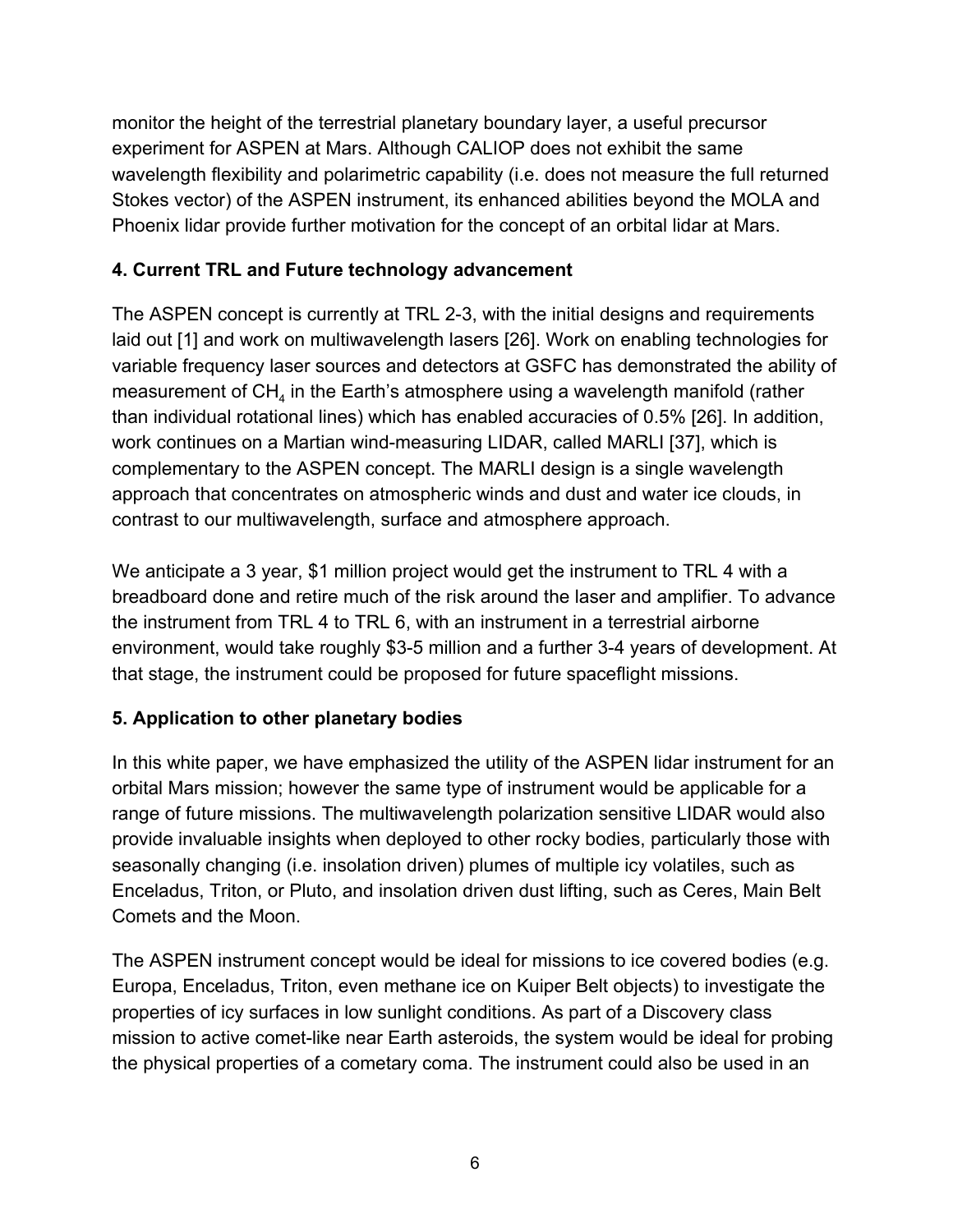monitor the height of the terrestrial planetary boundary layer, a useful precursor experiment for ASPEN at Mars. Although CALIOP does not exhibit the same wavelength flexibility and polarimetric capability (i.e. does not measure the full returned Stokes vector) of the ASPEN instrument, its enhanced abilities beyond the MOLA and Phoenix lidar provide further motivation for the concept of an orbital lidar at Mars.

## 4. Current TRL and Future technology advancement

The ASPEN concept is currently at TRL 2-3, with the initial designs and requirements laid out [1] and work on multiwavelength lasers [26]. Work on enabling technologies for variable frequency laser sources and detectors at GSFC has demonstrated the ability of measurement of $CH_4$ in the Earth's atmosphere using a wavelength manifold (rather than individual rotational lines) which has enabled accuracies of 0.5% [26]. In addition, work continues on a Martian wind-measuring LIDAR, called MARLI [37], which is complementary to the ASPEN concept. The MARLI design is a single wavelength approach that concentrates on atmospheric winds and dust and water ice clouds, in contrast to our multiwavelength, surface and atmosphere approach.

We anticipate a 3 year, $1 million project would get the instrument to TRL 4 with a breadboard done and retire much of the risk around the laser and amplifier. To advance the instrument from TRL 4 to TRL 6, with an instrument in a terrestrial airborne environment, would take roughly $3-5 million and a further 3-4 years of development. At that stage, the instrument could be proposed for future spaceflight missions.

## 5. Application to other planetary bodies

In this white paper, we have emphasized the utility of the ASPEN lidar instrument for an orbital Mars mission; however the same type of instrument would be applicable for a range of future missions. The multiwavelength polarization sensitive LIDAR would also provide invaluable insights when deployed to other rocky bodies, particularly those with seasonally changing (i.e. insolation driven) plumes of multiple icy volatiles, such as Enceladus, Triton, or Pluto, and insolation driven dust lifting, such as Ceres, Main Belt Comets and the Moon.

The ASPEN instrument concept would be ideal for missions to ice covered bodies (e.g. Europa, Enceladus, Triton, even methane ice on Kuiper Belt objects) to investigate the properties of icy surfaces in low sunlight conditions. As part of a Discovery class mission to active comet-like near Earth asteroids, the system would be ideal for probing the physical properties of a cometary coma. The instrument could also be used in an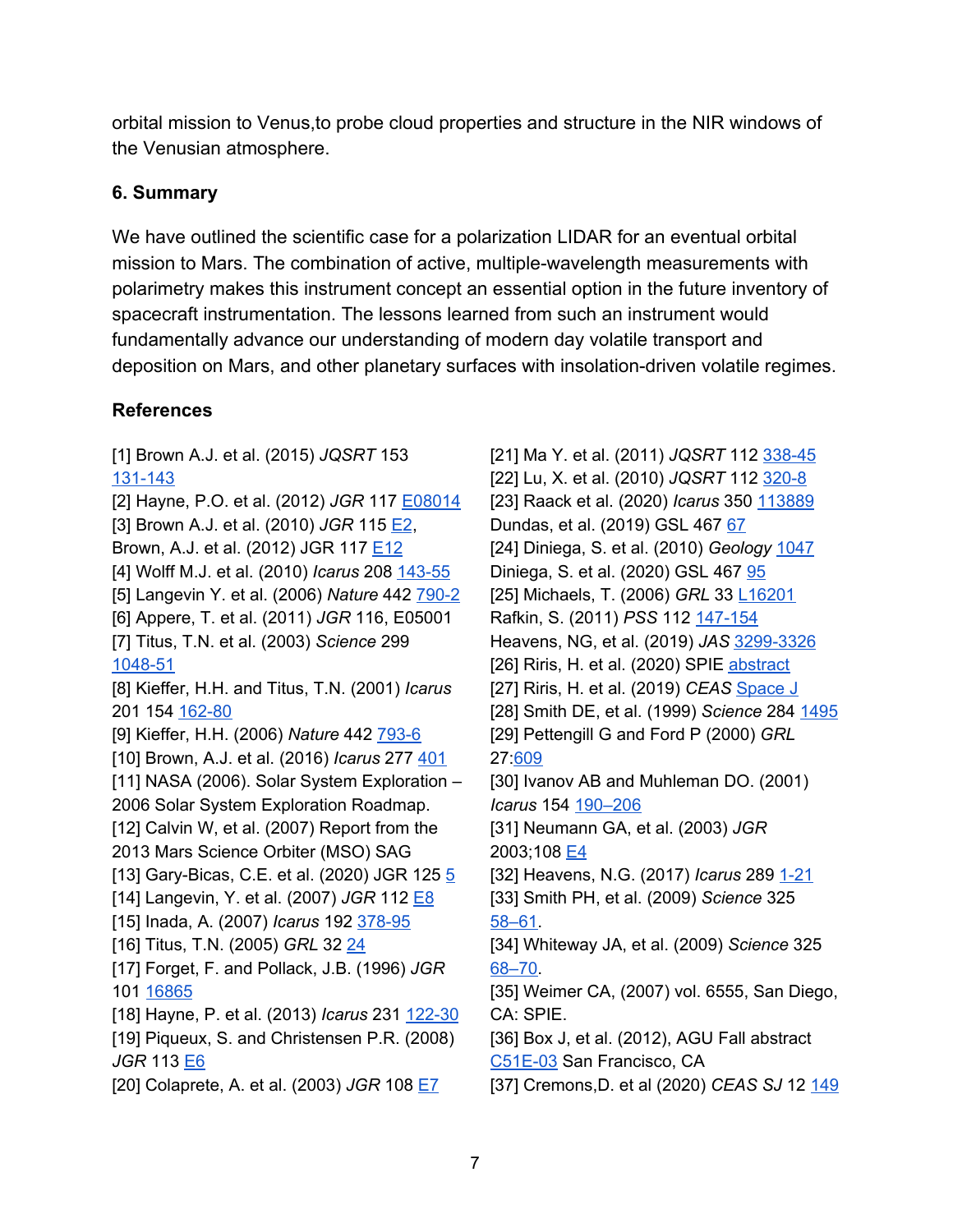orbital mission to Venus,to probe cloud properties and structure in the NIR windows of the Venusian atmosphere.

## 6. Summary

We have outlined the scientific case for a polarization LIDAR for an eventual orbital mission to Mars. The combination of active, multiple-wavelength measurements with polarimetry makes this instrument concept an essential option in the future inventory of spacecraft instrumentation. The lessons learned from such an instrument would fundamentally advance our understanding of modern day volatile transport and deposition on Mars, and other planetary surfaces with insolation-driven volatile regimes.

## References

[1] Brown A.J. et al. (2015) *JQSRT* 153 131-143
[2] Hayne, P.O. et al. (2012) *JGR* 117 E08014
[3] Brown A.J. et al. (2010) *JGR* 115 E2, Brown, A.J. et al. (2012) JGR 117 E12
[4] Wolff M.J. et al. (2010) *Icarus* 208 143-55
[5] Langevin Y. et al. (2006) *Nature* 442 790-2
[6] Appere, T. et al. (2011) *JGR* 116, E05001
[7] Titus, T.N. et al. (2003) *Science* 299 1048-51
[8] Kieffer, H.H. and Titus, T.N. (2001) *Icarus* 201 154 162-80
[9] Kieffer, H.H. (2006) *Nature* 442 793-6
[10] Brown, A.J. et al. (2016) *Icarus* 277 401
[11] NASA (2006). Solar System Exploration – 2006 Solar System Exploration Roadmap.
[12] Calvin W, et al. (2007) Report from the 2013 Mars Science Orbiter (MSO) SAG
[13] Gary-Bicas, C.E. et al. (2020) JGR 125 5
[14] Langevin, Y. et al. (2007) *JGR* 112 E8
[15] Inada, A. (2007) *Icarus* 192 378-95
[16] Titus, T.N. (2005) *GRL* 32 24
[17] Forget, F. and Pollack, J.B. (1996) *JGR* 101 16865
[18] Hayne, P. et al. (2013) *Icarus* 231 122-30
[19] Piqueux, S. and Christensen P.R. (2008) *JGR* 113 E6
[20] Colaprete, A. et al. (2003) *JGR* 108 E7
[21] Ma Y. et al. (2011) *JQSRT* 112 338-45
[22] Lu, X. et al. (2010) *JQSRT* 112 320-8
[23] Raack et al. (2020) *Icarus* 350 113889 Dundas, et al. (2019) GSL 467 67
[24] Diniega, S. et al. (2010) *Geology* 1047 Diniega, S. et al. (2020) GSL 467 95
[25] Michaels, T. (2006) *GRL* 33 L16201 Rafkin, S. (2011) *PSS* 112 147-154 Heavens, NG, et al. (2019) *JAS* 3299-3326
[26] Riris, H. et al. (2020) SPIE abstract
[27] Riris, H. et al. (2019) *CEAS* Space J
[28] Smith DE, et al. (1999) *Science* 284 1495
[29] Pettengill G and Ford P (2000) *GRL* 27:609
[30] Ivanov AB and Muhleman DO. (2001) *Icarus* 154 190–206
[31] Neumann GA, et al. (2003) *JGR* 2003;108 E4
[32] Heavens, N.G. (2017) *Icarus* 289 1-21
[33] Smith PH, et al. (2009) *Science* 325 58–61.
[34] Whiteway JA, et al. (2009) *Science* 325 68–70.
[35] Weimer CA, (2007) vol. 6555, San Diego, CA: SPIE.
[36] Box J, et al. (2012), AGU Fall abstract C51E-03 San Francisco, CA
[37] Cremons,D. et al (2020) *CEAS SJ* 12 149